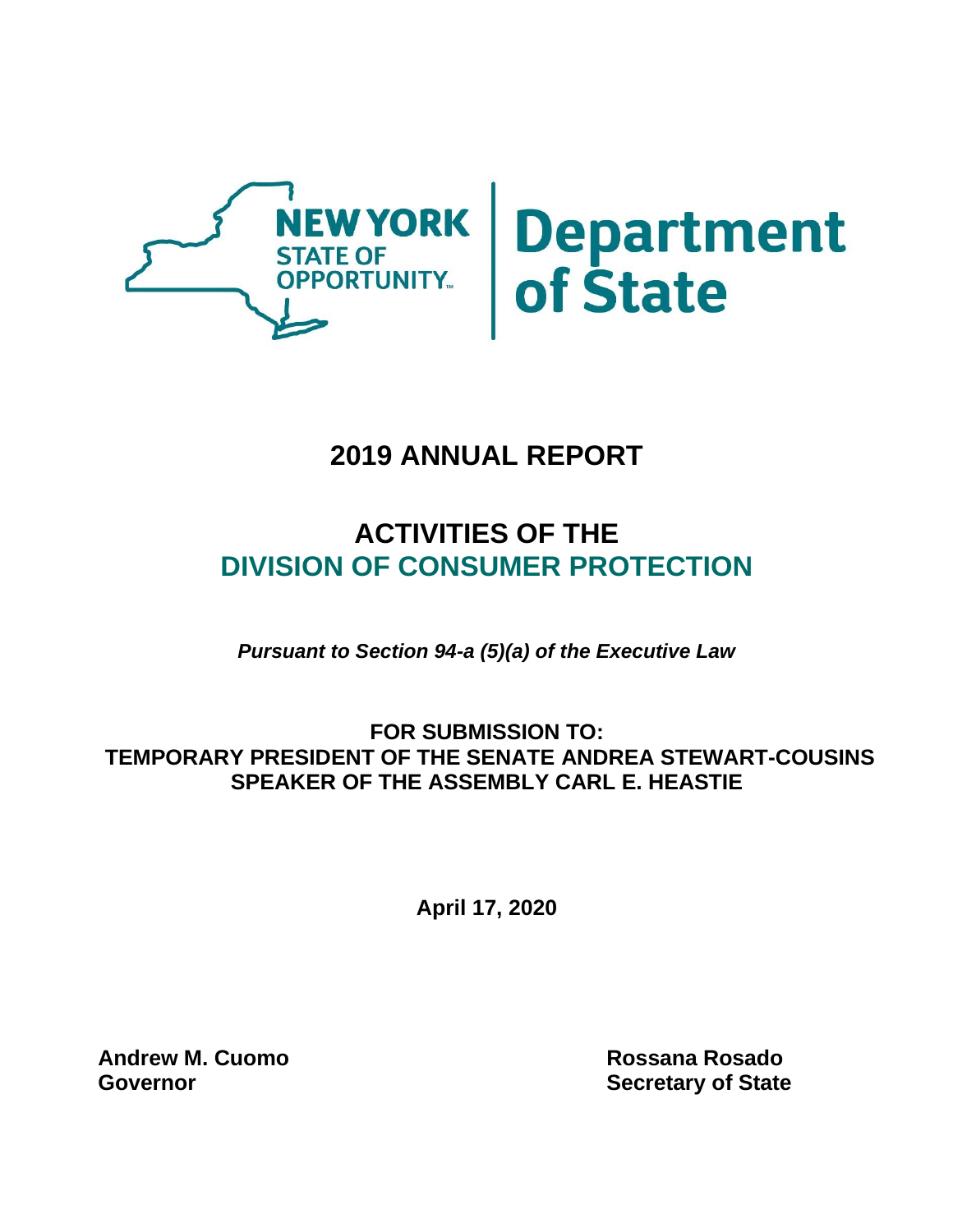NEW YORK STATE OF OPPORTUNITY | Department of State

# 2019 ANNUAL REPORT

## ACTIVITIES OF THE DIVISION OF CONSUMER PROTECTION

***Pursuant to Section 94-a (5)(a) of the Executive Law***

**FOR SUBMISSION TO:**
**TEMPORARY PRESIDENT OF THE SENATE ANDREA STEWART-COUSINS**
**SPEAKER OF THE ASSEMBLY CARL E. HEASTIE**

**April 17, 2020**

**Andrew M. Cuomo**
**Governor**

**Rossana Rosado**
**Secretary of State**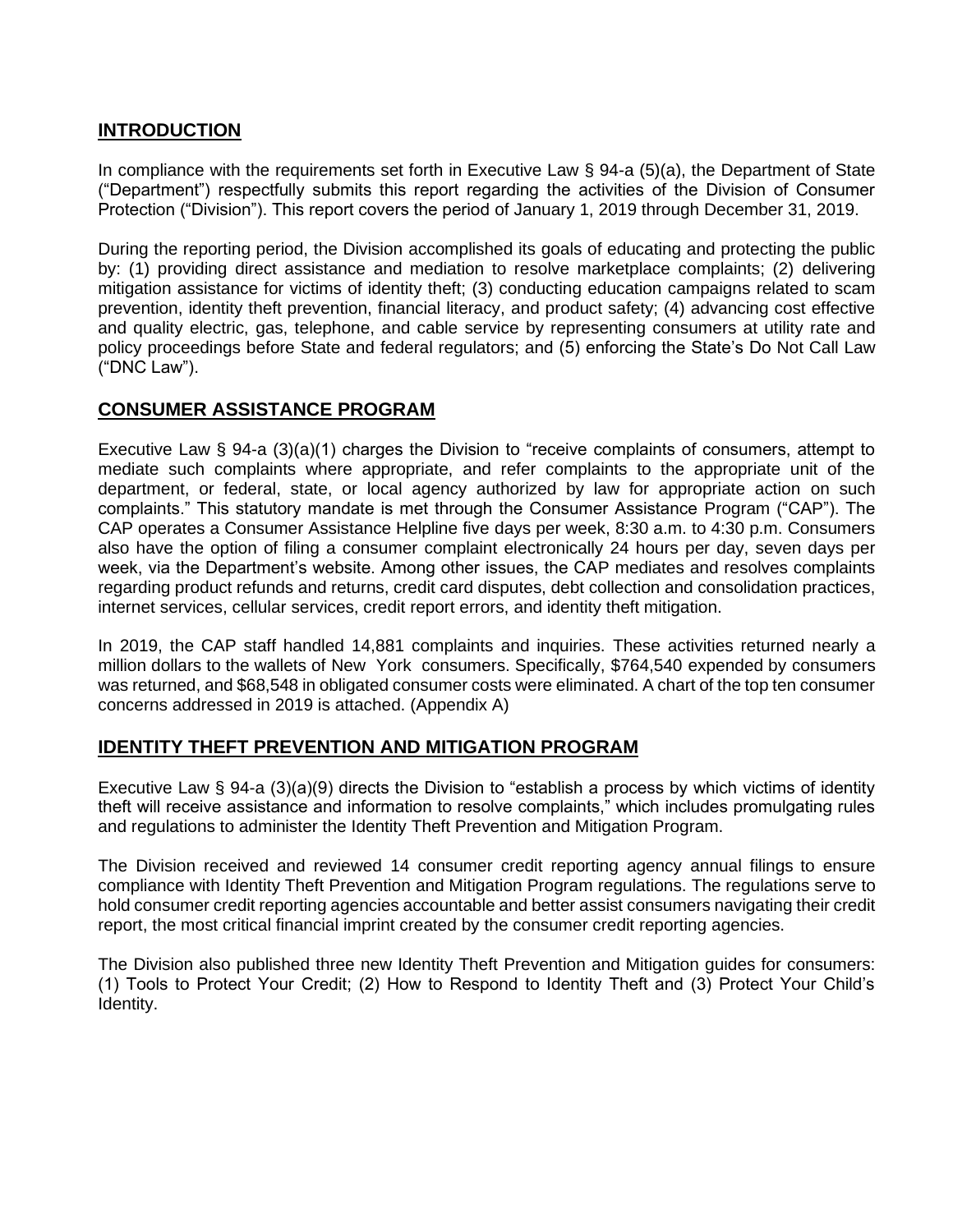## INTRODUCTION

In compliance with the requirements set forth in Executive Law § 94-a (5)(a), the Department of State ("Department") respectfully submits this report regarding the activities of the Division of Consumer Protection ("Division"). This report covers the period of January 1, 2019 through December 31, 2019.

During the reporting period, the Division accomplished its goals of educating and protecting the public by: (1) providing direct assistance and mediation to resolve marketplace complaints; (2) delivering mitigation assistance for victims of identity theft; (3) conducting education campaigns related to scam prevention, identity theft prevention, financial literacy, and product safety; (4) advancing cost effective and quality electric, gas, telephone, and cable service by representing consumers at utility rate and policy proceedings before State and federal regulators; and (5) enforcing the State's Do Not Call Law ("DNC Law").

## CONSUMER ASSISTANCE PROGRAM

Executive Law § 94-a (3)(a)(1) charges the Division to "receive complaints of consumers, attempt to mediate such complaints where appropriate, and refer complaints to the appropriate unit of the department, or federal, state, or local agency authorized by law for appropriate action on such complaints." This statutory mandate is met through the Consumer Assistance Program ("CAP"). The CAP operates a Consumer Assistance Helpline five days per week, 8:30 a.m. to 4:30 p.m. Consumers also have the option of filing a consumer complaint electronically 24 hours per day, seven days per week, via the Department's website. Among other issues, the CAP mediates and resolves complaints regarding product refunds and returns, credit card disputes, debt collection and consolidation practices, internet services, cellular services, credit report errors, and identity theft mitigation.

In 2019, the CAP staff handled 14,881 complaints and inquiries. These activities returned nearly a million dollars to the wallets of New York consumers. Specifically, $764,540 expended by consumers was returned, and $68,548 in obligated consumer costs were eliminated. A chart of the top ten consumer concerns addressed in 2019 is attached. (Appendix A)

## IDENTITY THEFT PREVENTION AND MITIGATION PROGRAM

Executive Law § 94-a (3)(a)(9) directs the Division to "establish a process by which victims of identity theft will receive assistance and information to resolve complaints," which includes promulgating rules and regulations to administer the Identity Theft Prevention and Mitigation Program.

The Division received and reviewed 14 consumer credit reporting agency annual filings to ensure compliance with Identity Theft Prevention and Mitigation Program regulations. The regulations serve to hold consumer credit reporting agencies accountable and better assist consumers navigating their credit report, the most critical financial imprint created by the consumer credit reporting agencies.

The Division also published three new Identity Theft Prevention and Mitigation guides for consumers: (1) Tools to Protect Your Credit; (2) How to Respond to Identity Theft and (3) Protect Your Child's Identity.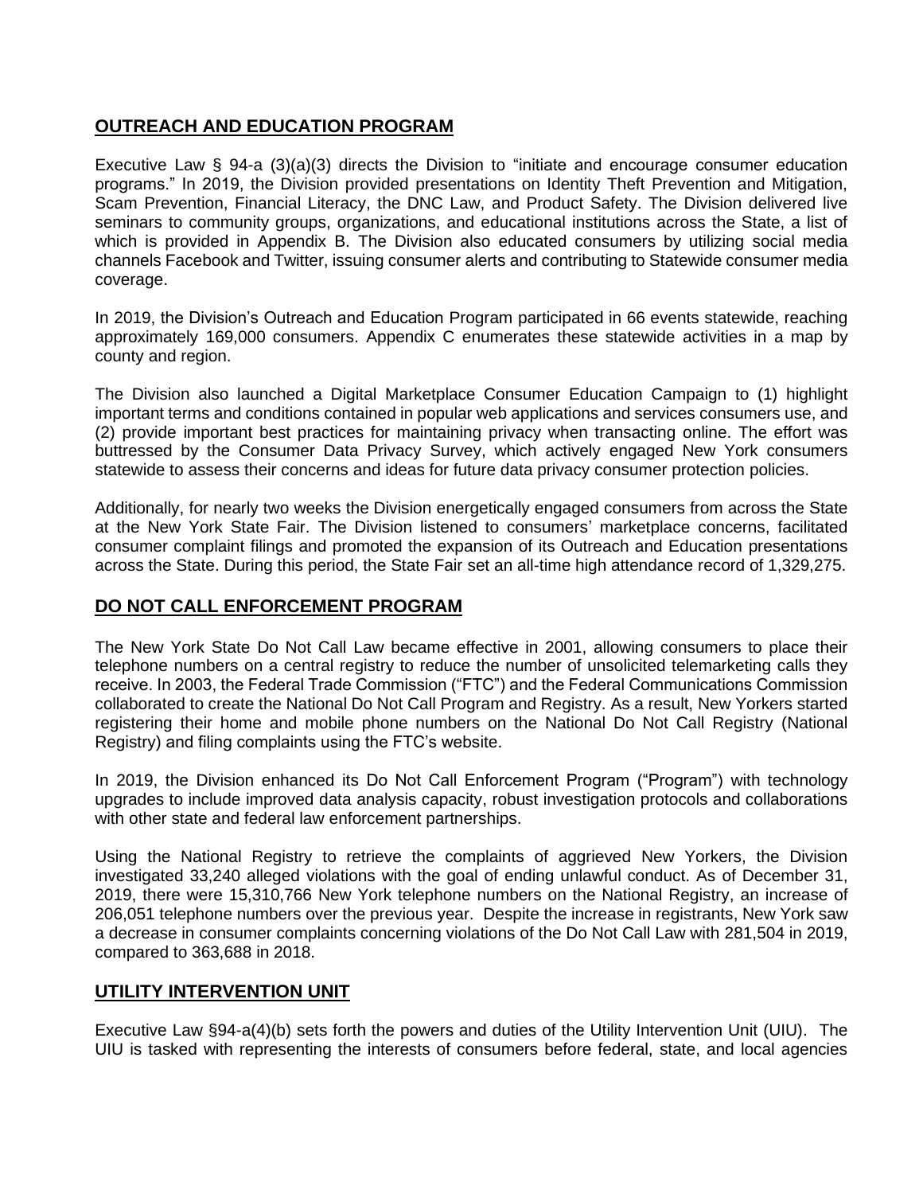## OUTREACH AND EDUCATION PROGRAM

Executive Law § 94-a (3)(a)(3) directs the Division to "initiate and encourage consumer education programs." In 2019, the Division provided presentations on Identity Theft Prevention and Mitigation, Scam Prevention, Financial Literacy, the DNC Law, and Product Safety. The Division delivered live seminars to community groups, organizations, and educational institutions across the State, a list of which is provided in Appendix B. The Division also educated consumers by utilizing social media channels Facebook and Twitter, issuing consumer alerts and contributing to Statewide consumer media coverage.

In 2019, the Division's Outreach and Education Program participated in 66 events statewide, reaching approximately 169,000 consumers. Appendix C enumerates these statewide activities in a map by county and region.

The Division also launched a Digital Marketplace Consumer Education Campaign to (1) highlight important terms and conditions contained in popular web applications and services consumers use, and (2) provide important best practices for maintaining privacy when transacting online. The effort was buttressed by the Consumer Data Privacy Survey, which actively engaged New York consumers statewide to assess their concerns and ideas for future data privacy consumer protection policies.

Additionally, for nearly two weeks the Division energetically engaged consumers from across the State at the New York State Fair. The Division listened to consumers' marketplace concerns, facilitated consumer complaint filings and promoted the expansion of its Outreach and Education presentations across the State. During this period, the State Fair set an all-time high attendance record of 1,329,275.

## DO NOT CALL ENFORCEMENT PROGRAM

The New York State Do Not Call Law became effective in 2001, allowing consumers to place their telephone numbers on a central registry to reduce the number of unsolicited telemarketing calls they receive. In 2003, the Federal Trade Commission ("FTC") and the Federal Communications Commission collaborated to create the National Do Not Call Program and Registry. As a result, New Yorkers started registering their home and mobile phone numbers on the National Do Not Call Registry (National Registry) and filing complaints using the FTC's website.

In 2019, the Division enhanced its Do Not Call Enforcement Program ("Program") with technology upgrades to include improved data analysis capacity, robust investigation protocols and collaborations with other state and federal law enforcement partnerships.

Using the National Registry to retrieve the complaints of aggrieved New Yorkers, the Division investigated 33,240 alleged violations with the goal of ending unlawful conduct. As of December 31, 2019, there were 15,310,766 New York telephone numbers on the National Registry, an increase of 206,051 telephone numbers over the previous year. Despite the increase in registrants, New York saw a decrease in consumer complaints concerning violations of the Do Not Call Law with 281,504 in 2019, compared to 363,688 in 2018.

## UTILITY INTERVENTION UNIT

Executive Law §94-a(4)(b) sets forth the powers and duties of the Utility Intervention Unit (UIU). The UIU is tasked with representing the interests of consumers before federal, state, and local agencies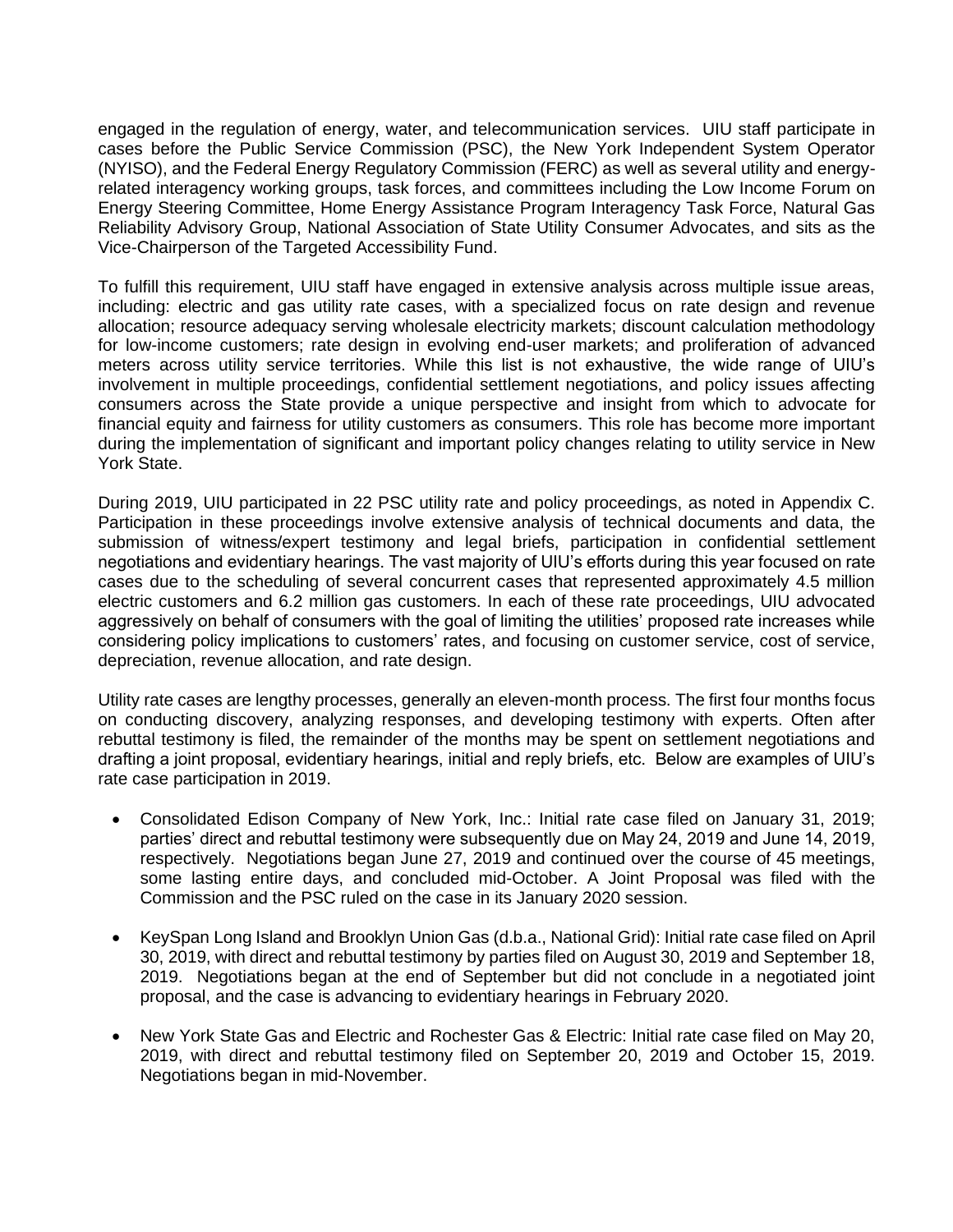engaged in the regulation of energy, water, and telecommunication services. UIU staff participate in cases before the Public Service Commission (PSC), the New York Independent System Operator (NYISO), and the Federal Energy Regulatory Commission (FERC) as well as several utility and energy-related interagency working groups, task forces, and committees including the Low Income Forum on Energy Steering Committee, Home Energy Assistance Program Interagency Task Force, Natural Gas Reliability Advisory Group, National Association of State Utility Consumer Advocates, and sits as the Vice-Chairperson of the Targeted Accessibility Fund.

To fulfill this requirement, UIU staff have engaged in extensive analysis across multiple issue areas, including: electric and gas utility rate cases, with a specialized focus on rate design and revenue allocation; resource adequacy serving wholesale electricity markets; discount calculation methodology for low-income customers; rate design in evolving end-user markets; and proliferation of advanced meters across utility service territories. While this list is not exhaustive, the wide range of UIU's involvement in multiple proceedings, confidential settlement negotiations, and policy issues affecting consumers across the State provide a unique perspective and insight from which to advocate for financial equity and fairness for utility customers as consumers. This role has become more important during the implementation of significant and important policy changes relating to utility service in New York State.

During 2019, UIU participated in 22 PSC utility rate and policy proceedings, as noted in Appendix C. Participation in these proceedings involve extensive analysis of technical documents and data, the submission of witness/expert testimony and legal briefs, participation in confidential settlement negotiations and evidentiary hearings. The vast majority of UIU's efforts during this year focused on rate cases due to the scheduling of several concurrent cases that represented approximately 4.5 million electric customers and 6.2 million gas customers. In each of these rate proceedings, UIU advocated aggressively on behalf of consumers with the goal of limiting the utilities' proposed rate increases while considering policy implications to customers' rates, and focusing on customer service, cost of service, depreciation, revenue allocation, and rate design.

Utility rate cases are lengthy processes, generally an eleven-month process. The first four months focus on conducting discovery, analyzing responses, and developing testimony with experts. Often after rebuttal testimony is filed, the remainder of the months may be spent on settlement negotiations and drafting a joint proposal, evidentiary hearings, initial and reply briefs, etc. Below are examples of UIU's rate case participation in 2019.

- Consolidated Edison Company of New York, Inc.: Initial rate case filed on January 31, 2019; parties' direct and rebuttal testimony were subsequently due on May 24, 2019 and June 14, 2019, respectively. Negotiations began June 27, 2019 and continued over the course of 45 meetings, some lasting entire days, and concluded mid-October. A Joint Proposal was filed with the Commission and the PSC ruled on the case in its January 2020 session.
- KeySpan Long Island and Brooklyn Union Gas (d.b.a., National Grid): Initial rate case filed on April 30, 2019, with direct and rebuttal testimony by parties filed on August 30, 2019 and September 18, 2019. Negotiations began at the end of September but did not conclude in a negotiated joint proposal, and the case is advancing to evidentiary hearings in February 2020.
- New York State Gas and Electric and Rochester Gas & Electric: Initial rate case filed on May 20, 2019, with direct and rebuttal testimony filed on September 20, 2019 and October 15, 2019. Negotiations began in mid-November.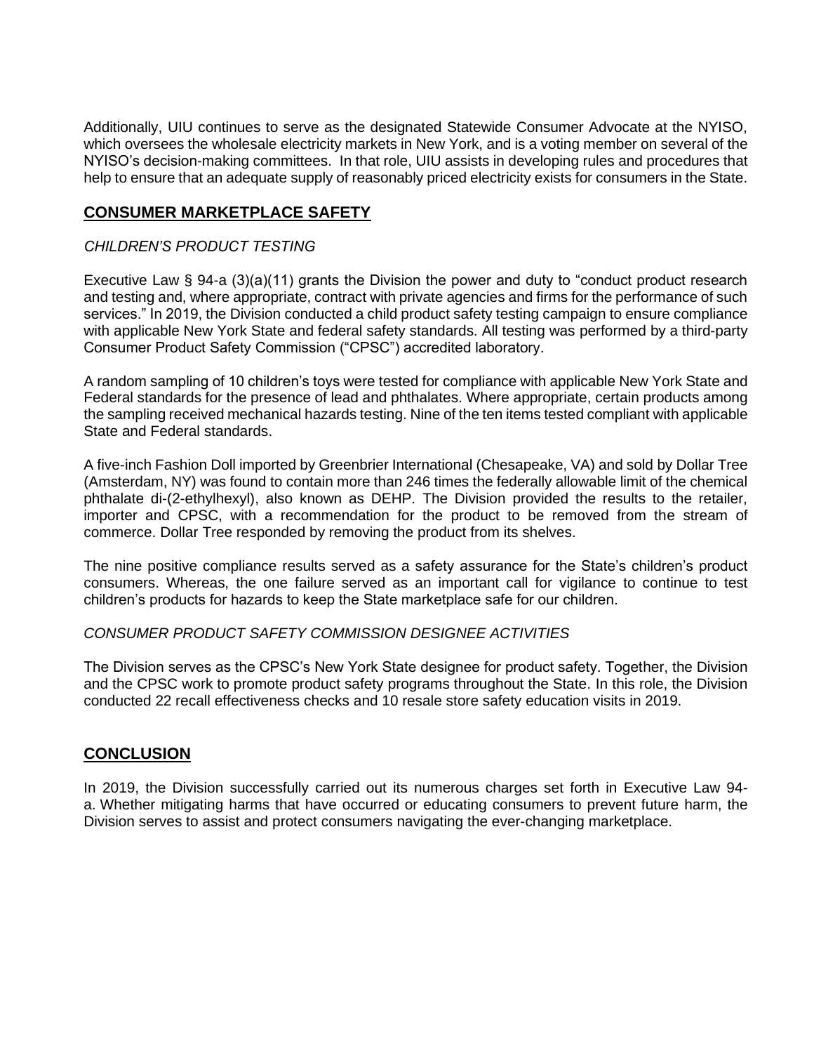Additionally, UIU continues to serve as the designated Statewide Consumer Advocate at the NYISO, which oversees the wholesale electricity markets in New York, and is a voting member on several of the NYISO's decision-making committees. In that role, UIU assists in developing rules and procedures that help to ensure that an adequate supply of reasonably priced electricity exists for consumers in the State.

## **CONSUMER MARKETPLACE SAFETY**

### *CHILDREN'S PRODUCT TESTING*

Executive Law § 94-a (3)(a)(11) grants the Division the power and duty to "conduct product research and testing and, where appropriate, contract with private agencies and firms for the performance of such services." In 2019, the Division conducted a child product safety testing campaign to ensure compliance with applicable New York State and federal safety standards. All testing was performed by a third-party Consumer Product Safety Commission ("CPSC") accredited laboratory.

A random sampling of 10 children's toys were tested for compliance with applicable New York State and Federal standards for the presence of lead and phthalates. Where appropriate, certain products among the sampling received mechanical hazards testing. Nine of the ten items tested compliant with applicable State and Federal standards.

A five-inch Fashion Doll imported by Greenbrier International (Chesapeake, VA) and sold by Dollar Tree (Amsterdam, NY) was found to contain more than 246 times the federally allowable limit of the chemical phthalate di-(2-ethylhexyl), also known as DEHP. The Division provided the results to the retailer, importer and CPSC, with a recommendation for the product to be removed from the stream of commerce. Dollar Tree responded by removing the product from its shelves.

The nine positive compliance results served as a safety assurance for the State's children's product consumers. Whereas, the one failure served as an important call for vigilance to continue to test children's products for hazards to keep the State marketplace safe for our children.

### *CONSUMER PRODUCT SAFETY COMMISSION DESIGNEE ACTIVITIES*

The Division serves as the CPSC's New York State designee for product safety. Together, the Division and the CPSC work to promote product safety programs throughout the State. In this role, the Division conducted 22 recall effectiveness checks and 10 resale store safety education visits in 2019.

## **CONCLUSION**

In 2019, the Division successfully carried out its numerous charges set forth in Executive Law 94-a. Whether mitigating harms that have occurred or educating consumers to prevent future harm, the Division serves to assist and protect consumers navigating the ever-changing marketplace.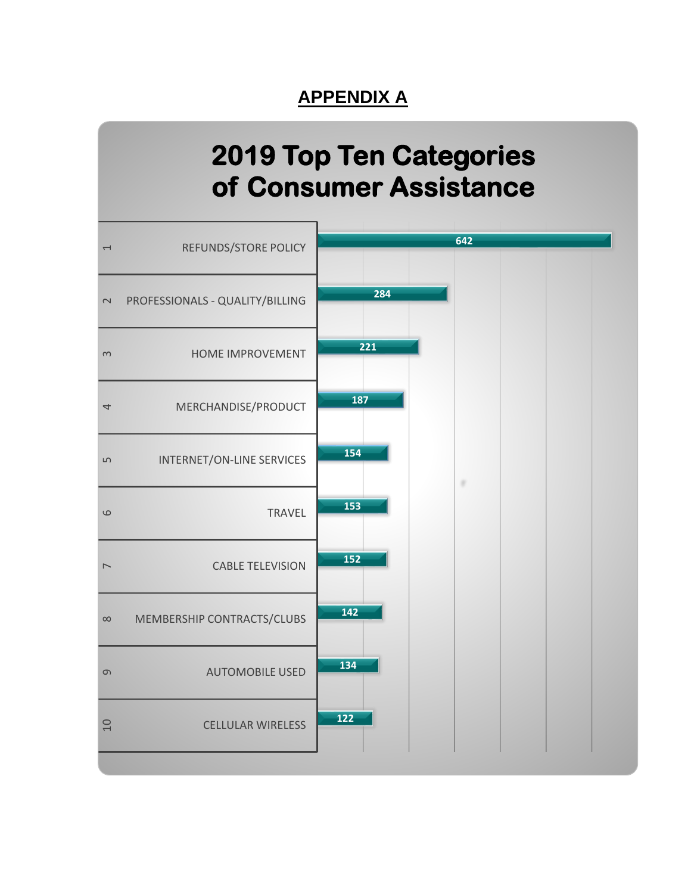# APPENDIX A

2019 Top Ten Categories of Consumer Assistance

1 REFUNDS/STORE POLICY 642

2 PROFESSIONALS - QUALITY/BILLING 284

3 HOME IMPROVEMENT 221

4 MERCHANDISE/PRODUCT 187

5 INTERNET/ON-LINE SERVICES 154

6 TRAVEL 153

7 CABLE TELEVISION 152

8 MEMBERSHIP CONTRACTS/CLUBS 142

9 AUTOMOBILE USED 134

10 CELLULAR WIRELESS 122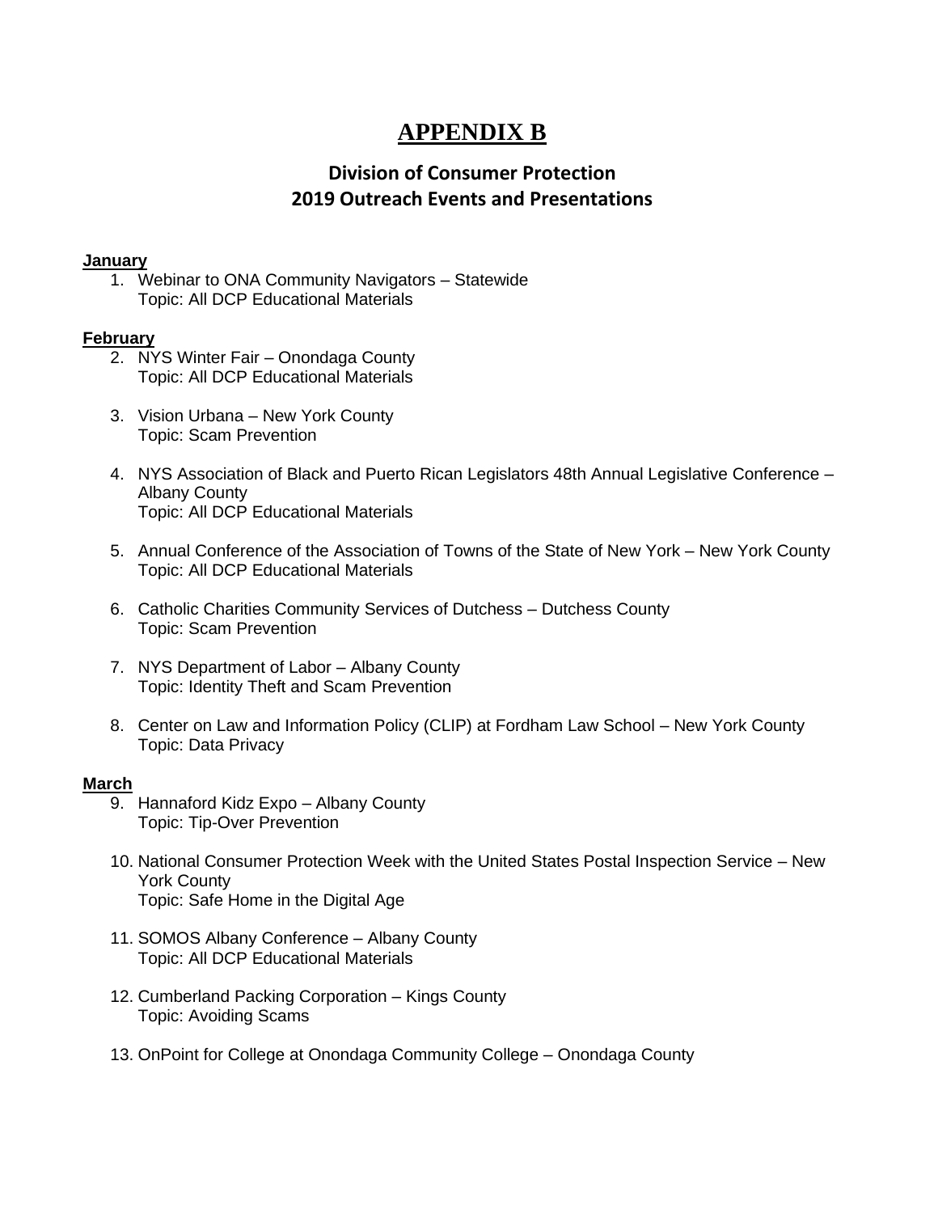# APPENDIX B

## Division of Consumer Protection
## 2019 Outreach Events and Presentations

**January**

1. Webinar to ONA Community Navigators – Statewide
   Topic: All DCP Educational Materials

**February**

2. NYS Winter Fair – Onondaga County
   Topic: All DCP Educational Materials

3. Vision Urbana – New York County
   Topic: Scam Prevention

4. NYS Association of Black and Puerto Rican Legislators 48th Annual Legislative Conference – Albany County
   Topic: All DCP Educational Materials

5. Annual Conference of the Association of Towns of the State of New York – New York County
   Topic: All DCP Educational Materials

6. Catholic Charities Community Services of Dutchess – Dutchess County
   Topic: Scam Prevention

7. NYS Department of Labor – Albany County
   Topic: Identity Theft and Scam Prevention

8. Center on Law and Information Policy (CLIP) at Fordham Law School – New York County
   Topic: Data Privacy

**March**

9. Hannaford Kidz Expo – Albany County
   Topic: Tip-Over Prevention

10. National Consumer Protection Week with the United States Postal Inspection Service – New York County
    Topic: Safe Home in the Digital Age

11. SOMOS Albany Conference – Albany County
    Topic: All DCP Educational Materials

12. Cumberland Packing Corporation – Kings County
    Topic: Avoiding Scams

13. OnPoint for College at Onondaga Community College – Onondaga County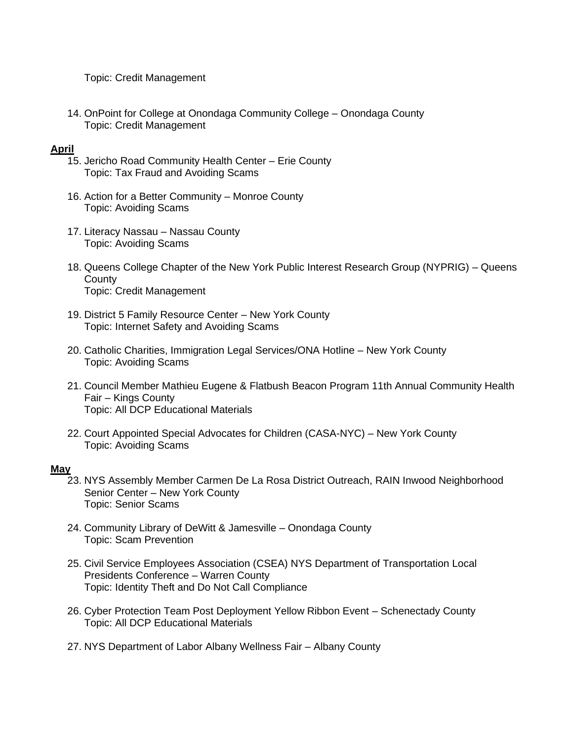Topic: Credit Management

14. OnPoint for College at Onondaga Community College – Onondaga County
    Topic: Credit Management

**April**

15. Jericho Road Community Health Center – Erie County
    Topic: Tax Fraud and Avoiding Scams

16. Action for a Better Community – Monroe County
    Topic: Avoiding Scams

17. Literacy Nassau – Nassau County
    Topic: Avoiding Scams

18. Queens College Chapter of the New York Public Interest Research Group (NYPRIG) – Queens County
    Topic: Credit Management

19. District 5 Family Resource Center – New York County
    Topic: Internet Safety and Avoiding Scams

20. Catholic Charities, Immigration Legal Services/ONA Hotline – New York County
    Topic: Avoiding Scams

21. Council Member Mathieu Eugene & Flatbush Beacon Program 11th Annual Community Health Fair – Kings County
    Topic: All DCP Educational Materials

22. Court Appointed Special Advocates for Children (CASA-NYC) – New York County
    Topic: Avoiding Scams

**May**

23. NYS Assembly Member Carmen De La Rosa District Outreach, RAIN Inwood Neighborhood Senior Center – New York County
    Topic: Senior Scams

24. Community Library of DeWitt & Jamesville – Onondaga County
    Topic: Scam Prevention

25. Civil Service Employees Association (CSEA) NYS Department of Transportation Local Presidents Conference – Warren County
    Topic: Identity Theft and Do Not Call Compliance

26. Cyber Protection Team Post Deployment Yellow Ribbon Event – Schenectady County
    Topic: All DCP Educational Materials

27. NYS Department of Labor Albany Wellness Fair – Albany County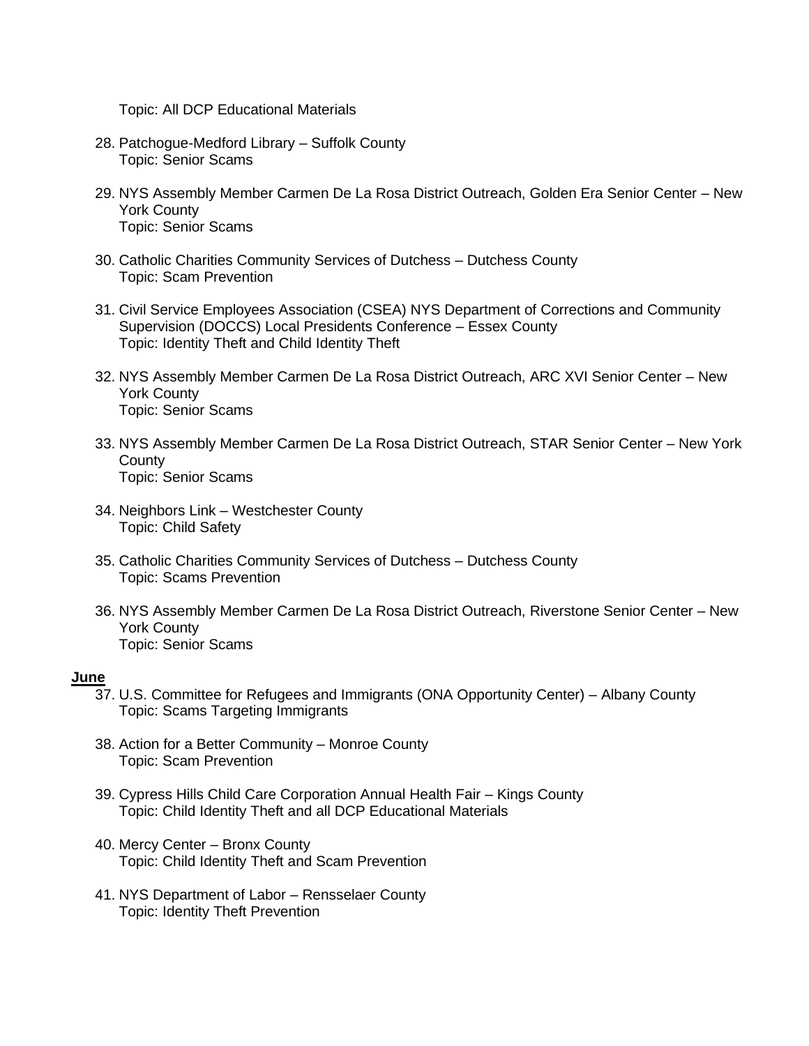Topic: All DCP Educational Materials

28. Patchogue-Medford Library – Suffolk County
    Topic: Senior Scams

29. NYS Assembly Member Carmen De La Rosa District Outreach, Golden Era Senior Center – New York County
    Topic: Senior Scams

30. Catholic Charities Community Services of Dutchess – Dutchess County
    Topic: Scam Prevention

31. Civil Service Employees Association (CSEA) NYS Department of Corrections and Community Supervision (DOCCS) Local Presidents Conference – Essex County
    Topic: Identity Theft and Child Identity Theft

32. NYS Assembly Member Carmen De La Rosa District Outreach, ARC XVI Senior Center – New York County
    Topic: Senior Scams

33. NYS Assembly Member Carmen De La Rosa District Outreach, STAR Senior Center – New York County
    Topic: Senior Scams

34. Neighbors Link – Westchester County
    Topic: Child Safety

35. Catholic Charities Community Services of Dutchess – Dutchess County
    Topic: Scams Prevention

36. NYS Assembly Member Carmen De La Rosa District Outreach, Riverstone Senior Center – New York County
    Topic: Senior Scams

**June**

37. U.S. Committee for Refugees and Immigrants (ONA Opportunity Center) – Albany County
    Topic: Scams Targeting Immigrants

38. Action for a Better Community – Monroe County
    Topic: Scam Prevention

39. Cypress Hills Child Care Corporation Annual Health Fair – Kings County
    Topic: Child Identity Theft and all DCP Educational Materials

40. Mercy Center – Bronx County
    Topic: Child Identity Theft and Scam Prevention

41. NYS Department of Labor – Rensselaer County
    Topic: Identity Theft Prevention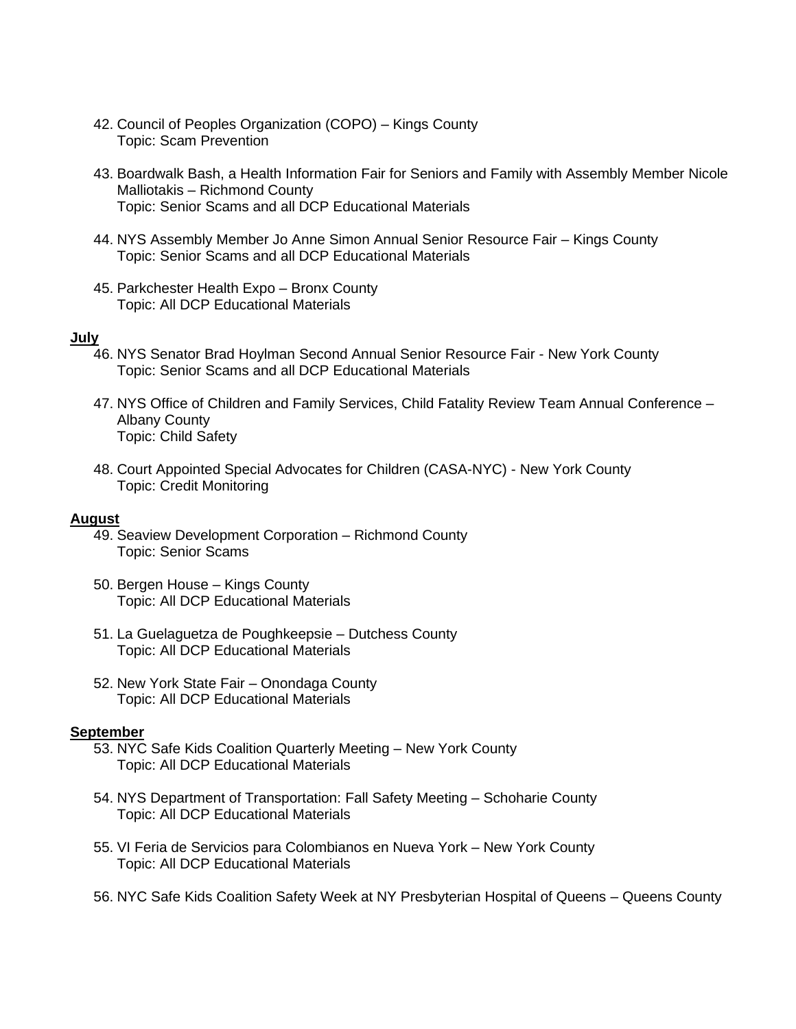42. Council of Peoples Organization (COPO) – Kings County
    Topic: Scam Prevention

43. Boardwalk Bash, a Health Information Fair for Seniors and Family with Assembly Member Nicole Malliotakis – Richmond County
    Topic: Senior Scams and all DCP Educational Materials

44. NYS Assembly Member Jo Anne Simon Annual Senior Resource Fair – Kings County
    Topic: Senior Scams and all DCP Educational Materials

45. Parkchester Health Expo – Bronx County
    Topic: All DCP Educational Materials

**July**

46. NYS Senator Brad Hoylman Second Annual Senior Resource Fair - New York County
    Topic: Senior Scams and all DCP Educational Materials

47. NYS Office of Children and Family Services, Child Fatality Review Team Annual Conference – Albany County
    Topic: Child Safety

48. Court Appointed Special Advocates for Children (CASA-NYC) - New York County
    Topic: Credit Monitoring

**August**

49. Seaview Development Corporation – Richmond County
    Topic: Senior Scams

50. Bergen House – Kings County
    Topic: All DCP Educational Materials

51. La Guelaguetza de Poughkeepsie – Dutchess County
    Topic: All DCP Educational Materials

52. New York State Fair – Onondaga County
    Topic: All DCP Educational Materials

**September**

53. NYC Safe Kids Coalition Quarterly Meeting – New York County
    Topic: All DCP Educational Materials

54. NYS Department of Transportation: Fall Safety Meeting – Schoharie County
    Topic: All DCP Educational Materials

55. VI Feria de Servicios para Colombianos en Nueva York – New York County
    Topic: All DCP Educational Materials

56. NYC Safe Kids Coalition Safety Week at NY Presbyterian Hospital of Queens – Queens County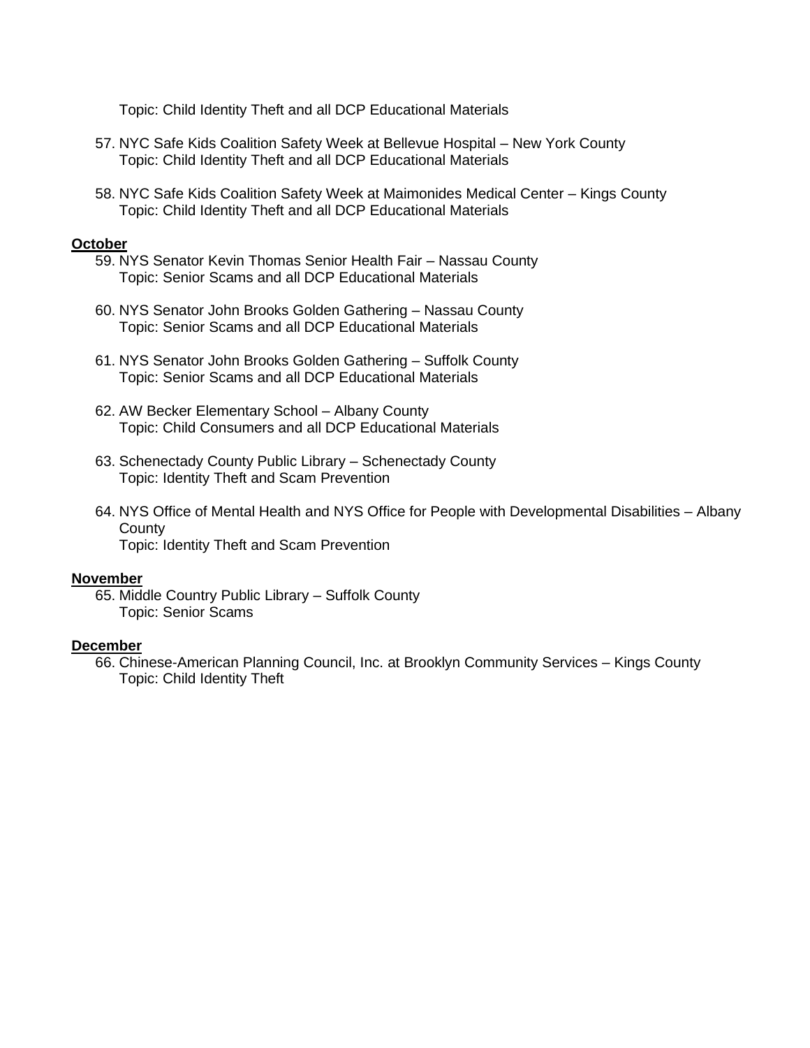Topic: Child Identity Theft and all DCP Educational Materials

57. NYC Safe Kids Coalition Safety Week at Bellevue Hospital – New York County
    Topic: Child Identity Theft and all DCP Educational Materials

58. NYC Safe Kids Coalition Safety Week at Maimonides Medical Center – Kings County
    Topic: Child Identity Theft and all DCP Educational Materials

**October**

59. NYS Senator Kevin Thomas Senior Health Fair – Nassau County
    Topic: Senior Scams and all DCP Educational Materials

60. NYS Senator John Brooks Golden Gathering – Nassau County
    Topic: Senior Scams and all DCP Educational Materials

61. NYS Senator John Brooks Golden Gathering – Suffolk County
    Topic: Senior Scams and all DCP Educational Materials

62. AW Becker Elementary School – Albany County
    Topic: Child Consumers and all DCP Educational Materials

63. Schenectady County Public Library – Schenectady County
    Topic: Identity Theft and Scam Prevention

64. NYS Office of Mental Health and NYS Office for People with Developmental Disabilities – Albany County
    Topic: Identity Theft and Scam Prevention

**November**

65. Middle Country Public Library – Suffolk County
    Topic: Senior Scams

**December**

66. Chinese-American Planning Council, Inc. at Brooklyn Community Services – Kings County
    Topic: Child Identity Theft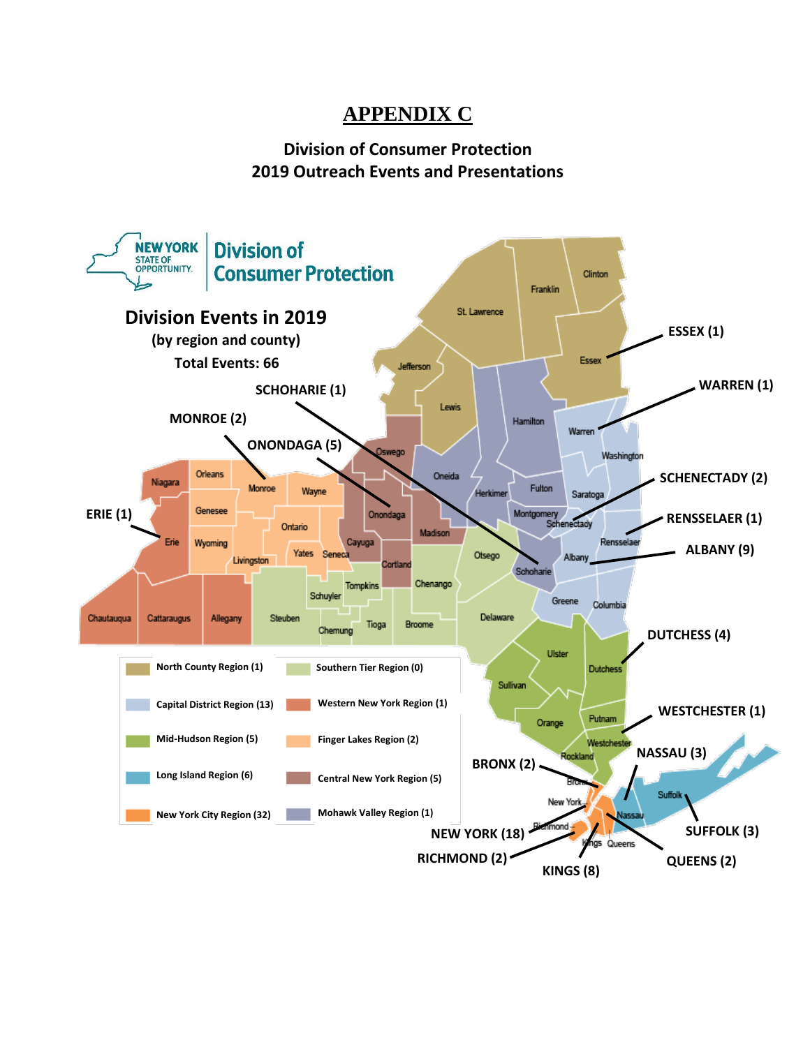# APPENDIX C

## Division of Consumer Protection
## 2019 Outreach Events and Presentations

NEW YORK STATE OF OPPORTUNITY. Division of Consumer Protection

**Division Events in 2019**

**(by region and county)**

**Total Events: 66**

ESSEX (1)
WARREN (1)
SCHOHARIE (1)
MONROE (2)
ONONDAGA (5)
SCHENECTADY (2)
RENSSELAER (1)
ERIE (1)
ALBANY (9)
DUTCHESS (4)
WESTCHESTER (1)
NASSAU (3)
BRONX (2)
SUFFOLK (3)
NEW YORK (18)
RICHMOND (2)
QUEENS (2)
KINGS (8)

North County Region (1)
Southern Tier Region (0)
Capital District Region (13)
Western New York Region (1)
Mid-Hudson Region (5)
Finger Lakes Region (2)
Long Island Region (6)
Central New York Region (5)
New York City Region (32)
Mohawk Valley Region (1)

Clinton, Franklin, St. Lawrence, Essex, Jefferson, Lewis, Hamilton, Warren, Washington, Oswego, Oneida, Herkimer, Fulton, Saratoga, Niagara, Orleans, Monroe, Wayne, Genesee, Onondaga, Madison, Montgomery, Schenectady, Erie, Wyoming, Ontario, Cayuga, Rensselaer, Livingston, Yates, Seneca, Cortland, Otsego, Albany, Schoharie, Tompkins, Chenango, Schuyler, Greene, Columbia, Chautauqua, Cattaraugus, Allegany, Steuben, Chemung, Tioga, Broome, Delaware, Ulster, Dutchess, Sullivan, Orange, Putnam, Westchester, Rockland, Bronx, Suffolk, New York, Nassau, Richmond, Kings, Queens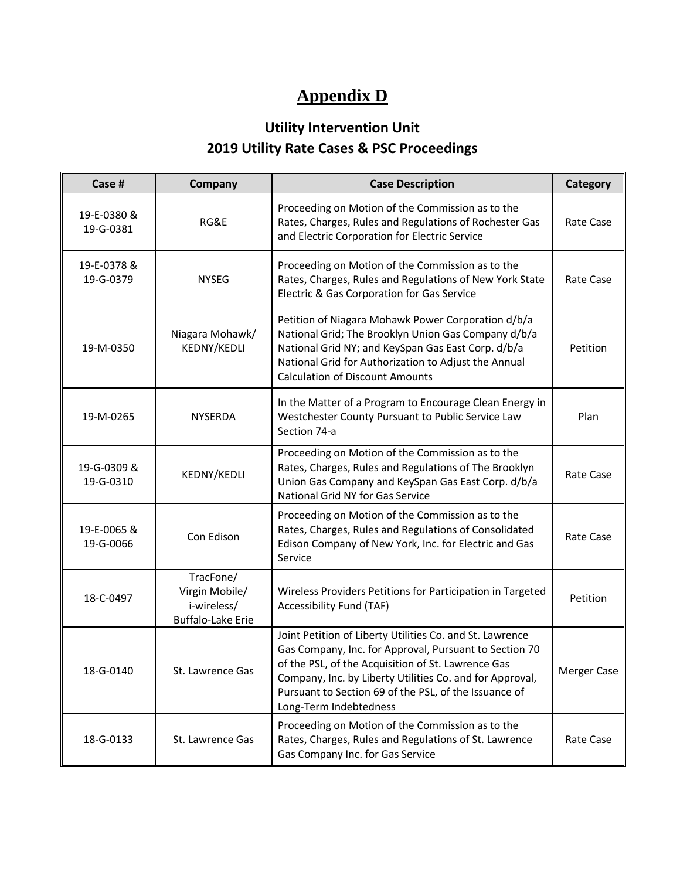# Appendix D

## Utility Intervention Unit
## 2019 Utility Rate Cases & PSC Proceedings

| Case # | Company | Case Description | Category |
|---|---|---|---|
| 19-E-0380 & 19-G-0381 | RG&E | Proceeding on Motion of the Commission as to the Rates, Charges, Rules and Regulations of Rochester Gas and Electric Corporation for Electric Service | Rate Case |
| 19-E-0378 & 19-G-0379 | NYSEG | Proceeding on Motion of the Commission as to the Rates, Charges, Rules and Regulations of New York State Electric & Gas Corporation for Gas Service | Rate Case |
| 19-M-0350 | Niagara Mohawk/ KEDNY/KEDLI | Petition of Niagara Mohawk Power Corporation d/b/a National Grid; The Brooklyn Union Gas Company d/b/a National Grid NY; and KeySpan Gas East Corp. d/b/a National Grid for Authorization to Adjust the Annual Calculation of Discount Amounts | Petition |
| 19-M-0265 | NYSERDA | In the Matter of a Program to Encourage Clean Energy in Westchester County Pursuant to Public Service Law Section 74-a | Plan |
| 19-G-0309 & 19-G-0310 | KEDNY/KEDLI | Proceeding on Motion of the Commission as to the Rates, Charges, Rules and Regulations of The Brooklyn Union Gas Company and KeySpan Gas East Corp. d/b/a National Grid NY for Gas Service | Rate Case |
| 19-E-0065 & 19-G-0066 | Con Edison | Proceeding on Motion of the Commission as to the Rates, Charges, Rules and Regulations of Consolidated Edison Company of New York, Inc. for Electric and Gas Service | Rate Case |
| 18-C-0497 | TracFone/ Virgin Mobile/ i-wireless/ Buffalo-Lake Erie | Wireless Providers Petitions for Participation in Targeted Accessibility Fund (TAF) | Petition |
| 18-G-0140 | St. Lawrence Gas | Joint Petition of Liberty Utilities Co. and St. Lawrence Gas Company, Inc. for Approval, Pursuant to Section 70 of the PSL, of the Acquisition of St. Lawrence Gas Company, Inc. by Liberty Utilities Co. and for Approval, Pursuant to Section 69 of the PSL, of the Issuance of Long-Term Indebtedness | Merger Case |
| 18-G-0133 | St. Lawrence Gas | Proceeding on Motion of the Commission as to the Rates, Charges, Rules and Regulations of St. Lawrence Gas Company Inc. for Gas Service | Rate Case |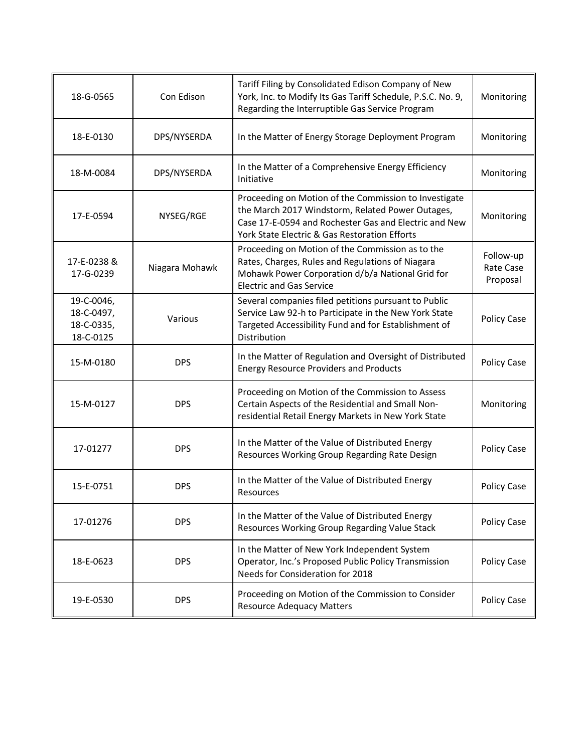| | | | |
|---|---|---|---|
| 18-G-0565 | Con Edison | Tariff Filing by Consolidated Edison Company of New York, Inc. to Modify Its Gas Tariff Schedule, P.S.C. No. 9, Regarding the Interruptible Gas Service Program | Monitoring |
| 18-E-0130 | DPS/NYSERDA | In the Matter of Energy Storage Deployment Program | Monitoring |
| 18-M-0084 | DPS/NYSERDA | In the Matter of a Comprehensive Energy Efficiency Initiative | Monitoring |
| 17-E-0594 | NYSEG/RGE | Proceeding on Motion of the Commission to Investigate the March 2017 Windstorm, Related Power Outages, Case 17-E-0594 and Rochester Gas and Electric and New York State Electric & Gas Restoration Efforts | Monitoring |
| 17-E-0238 & 17-G-0239 | Niagara Mohawk | Proceeding on Motion of the Commission as to the Rates, Charges, Rules and Regulations of Niagara Mohawk Power Corporation d/b/a National Grid for Electric and Gas Service | Follow-up Rate Case Proposal |
| 19-C-0046, 18-C-0497, 18-C-0335, 18-C-0125 | Various | Several companies filed petitions pursuant to Public Service Law 92-h to Participate in the New York State Targeted Accessibility Fund and for Establishment of Distribution | Policy Case |
| 15-M-0180 | DPS | In the Matter of Regulation and Oversight of Distributed Energy Resource Providers and Products | Policy Case |
| 15-M-0127 | DPS | Proceeding on Motion of the Commission to Assess Certain Aspects of the Residential and Small Non-residential Retail Energy Markets in New York State | Monitoring |
| 17-01277 | DPS | In the Matter of the Value of Distributed Energy Resources Working Group Regarding Rate Design | Policy Case |
| 15-E-0751 | DPS | In the Matter of the Value of Distributed Energy Resources | Policy Case |
| 17-01276 | DPS | In the Matter of the Value of Distributed Energy Resources Working Group Regarding Value Stack | Policy Case |
| 18-E-0623 | DPS | In the Matter of New York Independent System Operator, Inc.'s Proposed Public Policy Transmission Needs for Consideration for 2018 | Policy Case |
| 19-E-0530 | DPS | Proceeding on Motion of the Commission to Consider Resource Adequacy Matters | Policy Case |